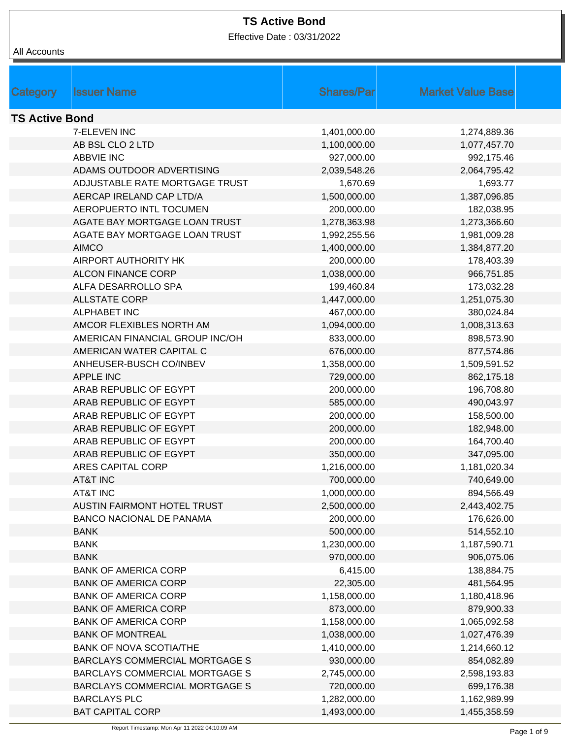# TS Active Bond

Effective Date : 03/31/2022

All Accounts

| Category | Issuer Name | Shares/Par | Market Value Base |
|---|---|---|---|
| **TS Active Bond** | | | |
| | 7-ELEVEN INC | 1,401,000.00 | 1,274,889.36 |
| | AB BSL CLO 2 LTD | 1,100,000.00 | 1,077,457.70 |
| | ABBVIE INC | 927,000.00 | 992,175.46 |
| | ADAMS OUTDOOR ADVERTISING | 2,039,548.26 | 2,064,795.42 |
| | ADJUSTABLE RATE MORTGAGE TRUST | 1,670.69 | 1,693.77 |
| | AERCAP IRELAND CAP LTD/A | 1,500,000.00 | 1,387,096.85 |
| | AEROPUERTO INTL TOCUMEN | 200,000.00 | 182,038.95 |
| | AGATE BAY MORTGAGE LOAN TRUST | 1,278,363.98 | 1,273,366.60 |
| | AGATE BAY MORTGAGE LOAN TRUST | 1,992,255.56 | 1,981,009.28 |
| | AIMCO | 1,400,000.00 | 1,384,877.20 |
| | AIRPORT AUTHORITY HK | 200,000.00 | 178,403.39 |
| | ALCON FINANCE CORP | 1,038,000.00 | 966,751.85 |
| | ALFA DESARROLLO SPA | 199,460.84 | 173,032.28 |
| | ALLSTATE CORP | 1,447,000.00 | 1,251,075.30 |
| | ALPHABET INC | 467,000.00 | 380,024.84 |
| | AMCOR FLEXIBLES NORTH AM | 1,094,000.00 | 1,008,313.63 |
| | AMERICAN FINANCIAL GROUP INC/OH | 833,000.00 | 898,573.90 |
| | AMERICAN WATER CAPITAL C | 676,000.00 | 877,574.86 |
| | ANHEUSER-BUSCH CO/INBEV | 1,358,000.00 | 1,509,591.52 |
| | APPLE INC | 729,000.00 | 862,175.18 |
| | ARAB REPUBLIC OF EGYPT | 200,000.00 | 196,708.80 |
| | ARAB REPUBLIC OF EGYPT | 585,000.00 | 490,043.97 |
| | ARAB REPUBLIC OF EGYPT | 200,000.00 | 158,500.00 |
| | ARAB REPUBLIC OF EGYPT | 200,000.00 | 182,948.00 |
| | ARAB REPUBLIC OF EGYPT | 200,000.00 | 164,700.40 |
| | ARAB REPUBLIC OF EGYPT | 350,000.00 | 347,095.00 |
| | ARES CAPITAL CORP | 1,216,000.00 | 1,181,020.34 |
| | AT&T INC | 700,000.00 | 740,649.00 |
| | AT&T INC | 1,000,000.00 | 894,566.49 |
| | AUSTIN FAIRMONT HOTEL TRUST | 2,500,000.00 | 2,443,402.75 |
| | BANCO NACIONAL DE PANAMA | 200,000.00 | 176,626.00 |
| | BANK | 500,000.00 | 514,552.10 |
| | BANK | 1,230,000.00 | 1,187,590.71 |
| | BANK | 970,000.00 | 906,075.06 |
| | BANK OF AMERICA CORP | 6,415.00 | 138,884.75 |
| | BANK OF AMERICA CORP | 22,305.00 | 481,564.95 |
| | BANK OF AMERICA CORP | 1,158,000.00 | 1,180,418.96 |
| | BANK OF AMERICA CORP | 873,000.00 | 879,900.33 |
| | BANK OF AMERICA CORP | 1,158,000.00 | 1,065,092.58 |
| | BANK OF MONTREAL | 1,038,000.00 | 1,027,476.39 |
| | BANK OF NOVA SCOTIA/THE | 1,410,000.00 | 1,214,660.12 |
| | BARCLAYS COMMERCIAL MORTGAGE S | 930,000.00 | 854,082.89 |
| | BARCLAYS COMMERCIAL MORTGAGE S | 2,745,000.00 | 2,598,193.83 |
| | BARCLAYS COMMERCIAL MORTGAGE S | 720,000.00 | 699,176.38 |
| | BARCLAYS PLC | 1,282,000.00 | 1,162,989.99 |
| | BAT CAPITAL CORP | 1,493,000.00 | 1,455,358.59 |

Report Timestamp: Mon Apr 11 2022 04:10:09 AM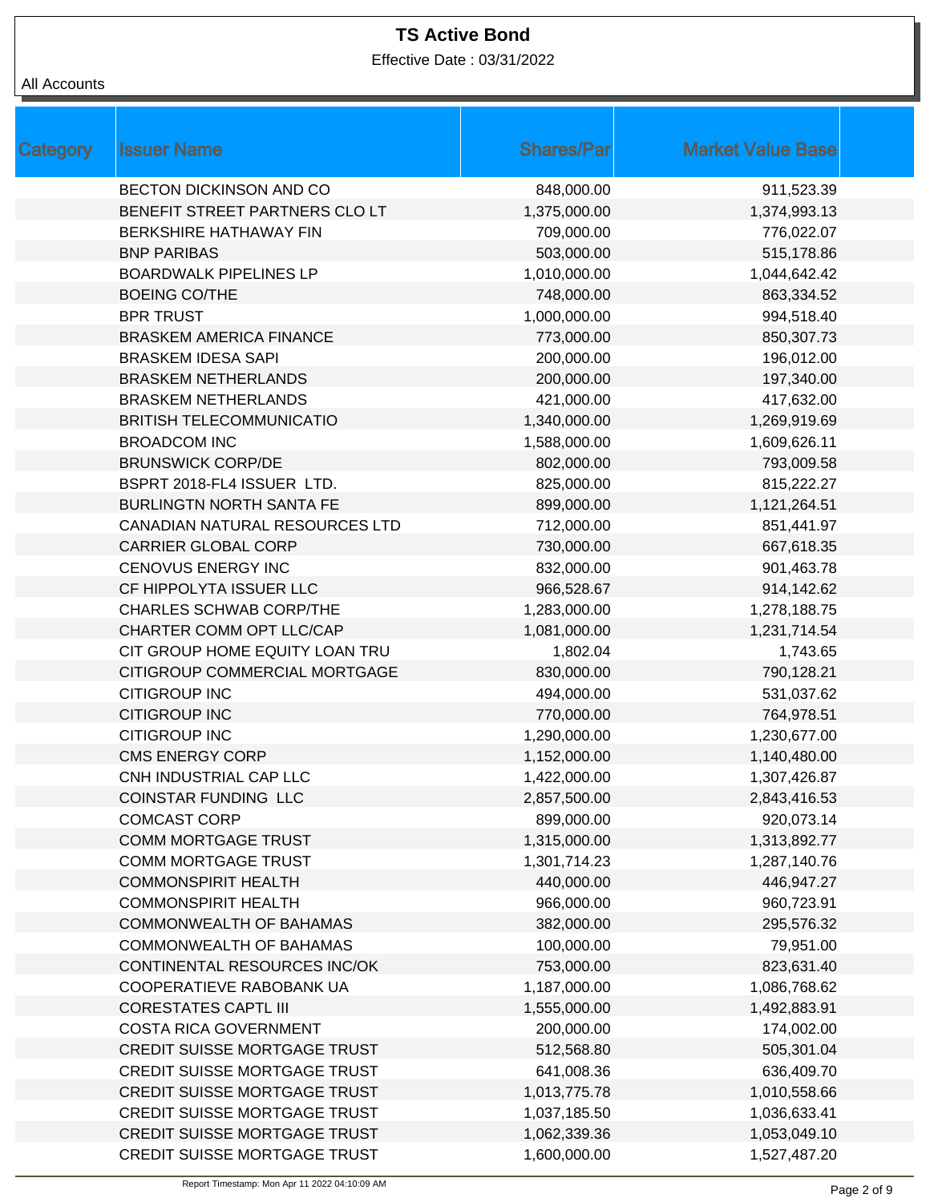# TS Active Bond

Effective Date : 03/31/2022

All Accounts

| Category | Issuer Name | Shares/Par | Market Value Base |
|---|---|---|---|
| | BECTON DICKINSON AND CO | 848,000.00 | 911,523.39 |
| | BENEFIT STREET PARTNERS CLO LT | 1,375,000.00 | 1,374,993.13 |
| | BERKSHIRE HATHAWAY FIN | 709,000.00 | 776,022.07 |
| | BNP PARIBAS | 503,000.00 | 515,178.86 |
| | BOARDWALK PIPELINES LP | 1,010,000.00 | 1,044,642.42 |
| | BOEING CO/THE | 748,000.00 | 863,334.52 |
| | BPR TRUST | 1,000,000.00 | 994,518.40 |
| | BRASKEM AMERICA FINANCE | 773,000.00 | 850,307.73 |
| | BRASKEM IDESA SAPI | 200,000.00 | 196,012.00 |
| | BRASKEM NETHERLANDS | 200,000.00 | 197,340.00 |
| | BRASKEM NETHERLANDS | 421,000.00 | 417,632.00 |
| | BRITISH TELECOMMUNICATIO | 1,340,000.00 | 1,269,919.69 |
| | BROADCOM INC | 1,588,000.00 | 1,609,626.11 |
| | BRUNSWICK CORP/DE | 802,000.00 | 793,009.58 |
| | BSPRT 2018-FL4 ISSUER LTD. | 825,000.00 | 815,222.27 |
| | BURLINGTN NORTH SANTA FE | 899,000.00 | 1,121,264.51 |
| | CANADIAN NATURAL RESOURCES LTD | 712,000.00 | 851,441.97 |
| | CARRIER GLOBAL CORP | 730,000.00 | 667,618.35 |
| | CENOVUS ENERGY INC | 832,000.00 | 901,463.78 |
| | CF HIPPOLYTA ISSUER LLC | 966,528.67 | 914,142.62 |
| | CHARLES SCHWAB CORP/THE | 1,283,000.00 | 1,278,188.75 |
| | CHARTER COMM OPT LLC/CAP | 1,081,000.00 | 1,231,714.54 |
| | CIT GROUP HOME EQUITY LOAN TRU | 1,802.04 | 1,743.65 |
| | CITIGROUP COMMERCIAL MORTGAGE | 830,000.00 | 790,128.21 |
| | CITIGROUP INC | 494,000.00 | 531,037.62 |
| | CITIGROUP INC | 770,000.00 | 764,978.51 |
| | CITIGROUP INC | 1,290,000.00 | 1,230,677.00 |
| | CMS ENERGY CORP | 1,152,000.00 | 1,140,480.00 |
| | CNH INDUSTRIAL CAP LLC | 1,422,000.00 | 1,307,426.87 |
| | COINSTAR FUNDING LLC | 2,857,500.00 | 2,843,416.53 |
| | COMCAST CORP | 899,000.00 | 920,073.14 |
| | COMM MORTGAGE TRUST | 1,315,000.00 | 1,313,892.77 |
| | COMM MORTGAGE TRUST | 1,301,714.23 | 1,287,140.76 |
| | COMMONSPIRIT HEALTH | 440,000.00 | 446,947.27 |
| | COMMONSPIRIT HEALTH | 966,000.00 | 960,723.91 |
| | COMMONWEALTH OF BAHAMAS | 382,000.00 | 295,576.32 |
| | COMMONWEALTH OF BAHAMAS | 100,000.00 | 79,951.00 |
| | CONTINENTAL RESOURCES INC/OK | 753,000.00 | 823,631.40 |
| | COOPERATIEVE RABOBANK UA | 1,187,000.00 | 1,086,768.62 |
| | CORESTATES CAPTL III | 1,555,000.00 | 1,492,883.91 |
| | COSTA RICA GOVERNMENT | 200,000.00 | 174,002.00 |
| | CREDIT SUISSE MORTGAGE TRUST | 512,568.80 | 505,301.04 |
| | CREDIT SUISSE MORTGAGE TRUST | 641,008.36 | 636,409.70 |
| | CREDIT SUISSE MORTGAGE TRUST | 1,013,775.78 | 1,010,558.66 |
| | CREDIT SUISSE MORTGAGE TRUST | 1,037,185.50 | 1,036,633.41 |
| | CREDIT SUISSE MORTGAGE TRUST | 1,062,339.36 | 1,053,049.10 |
| | CREDIT SUISSE MORTGAGE TRUST | 1,600,000.00 | 1,527,487.20 |

Report Timestamp: Mon Apr 11 2022 04:10:09 AM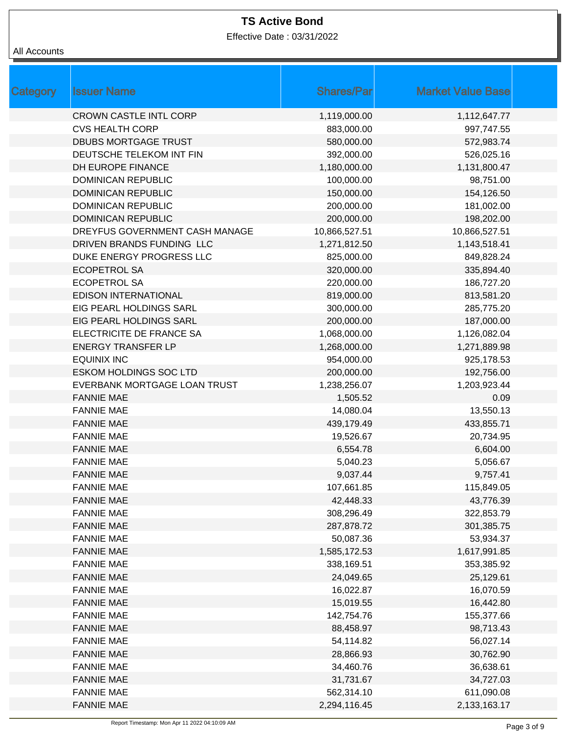# TS Active Bond

Effective Date : 03/31/2022

All Accounts

| Category | Issuer Name | Shares/Par | Market Value Base |
|---|---|---|---|
| | CROWN CASTLE INTL CORP | 1,119,000.00 | 1,112,647.77 |
| | CVS HEALTH CORP | 883,000.00 | 997,747.55 |
| | DBUBS MORTGAGE TRUST | 580,000.00 | 572,983.74 |
| | DEUTSCHE TELEKOM INT FIN | 392,000.00 | 526,025.16 |
| | DH EUROPE FINANCE | 1,180,000.00 | 1,131,800.47 |
| | DOMINICAN REPUBLIC | 100,000.00 | 98,751.00 |
| | DOMINICAN REPUBLIC | 150,000.00 | 154,126.50 |
| | DOMINICAN REPUBLIC | 200,000.00 | 181,002.00 |
| | DOMINICAN REPUBLIC | 200,000.00 | 198,202.00 |
| | DREYFUS GOVERNMENT CASH MANAGE | 10,866,527.51 | 10,866,527.51 |
| | DRIVEN BRANDS FUNDING LLC | 1,271,812.50 | 1,143,518.41 |
| | DUKE ENERGY PROGRESS LLC | 825,000.00 | 849,828.24 |
| | ECOPETROL SA | 320,000.00 | 335,894.40 |
| | ECOPETROL SA | 220,000.00 | 186,727.20 |
| | EDISON INTERNATIONAL | 819,000.00 | 813,581.20 |
| | EIG PEARL HOLDINGS SARL | 300,000.00 | 285,775.20 |
| | EIG PEARL HOLDINGS SARL | 200,000.00 | 187,000.00 |
| | ELECTRICITE DE FRANCE SA | 1,068,000.00 | 1,126,082.04 |
| | ENERGY TRANSFER LP | 1,268,000.00 | 1,271,889.98 |
| | EQUINIX INC | 954,000.00 | 925,178.53 |
| | ESKOM HOLDINGS SOC LTD | 200,000.00 | 192,756.00 |
| | EVERBANK MORTGAGE LOAN TRUST | 1,238,256.07 | 1,203,923.44 |
| | FANNIE MAE | 1,505.52 | 0.09 |
| | FANNIE MAE | 14,080.04 | 13,550.13 |
| | FANNIE MAE | 439,179.49 | 433,855.71 |
| | FANNIE MAE | 19,526.67 | 20,734.95 |
| | FANNIE MAE | 6,554.78 | 6,604.00 |
| | FANNIE MAE | 5,040.23 | 5,056.67 |
| | FANNIE MAE | 9,037.44 | 9,757.41 |
| | FANNIE MAE | 107,661.85 | 115,849.05 |
| | FANNIE MAE | 42,448.33 | 43,776.39 |
| | FANNIE MAE | 308,296.49 | 322,853.79 |
| | FANNIE MAE | 287,878.72 | 301,385.75 |
| | FANNIE MAE | 50,087.36 | 53,934.37 |
| | FANNIE MAE | 1,585,172.53 | 1,617,991.85 |
| | FANNIE MAE | 338,169.51 | 353,385.92 |
| | FANNIE MAE | 24,049.65 | 25,129.61 |
| | FANNIE MAE | 16,022.87 | 16,070.59 |
| | FANNIE MAE | 15,019.55 | 16,442.80 |
| | FANNIE MAE | 142,754.76 | 155,377.66 |
| | FANNIE MAE | 88,458.97 | 98,713.43 |
| | FANNIE MAE | 54,114.82 | 56,027.14 |
| | FANNIE MAE | 28,866.93 | 30,762.90 |
| | FANNIE MAE | 34,460.76 | 36,638.61 |
| | FANNIE MAE | 31,731.67 | 34,727.03 |
| | FANNIE MAE | 562,314.10 | 611,090.08 |
| | FANNIE MAE | 2,294,116.45 | 2,133,163.17 |

Report Timestamp: Mon Apr 11 2022 04:10:09 AM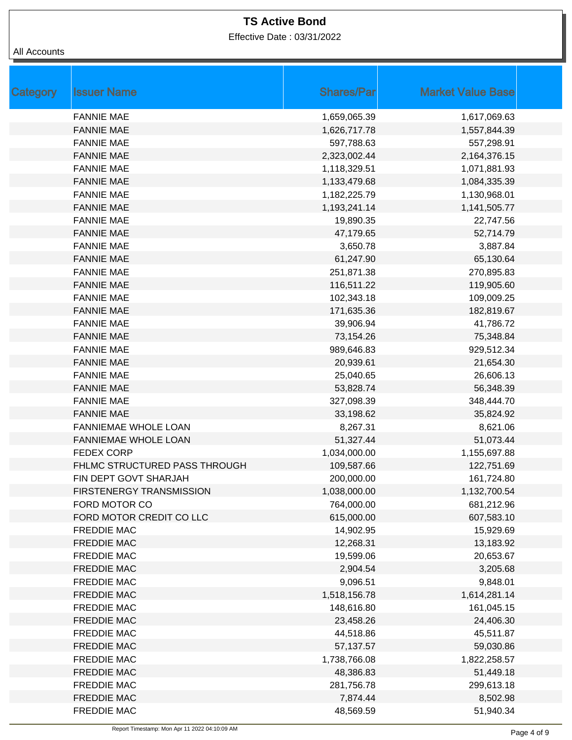# TS Active Bond

Effective Date : 03/31/2022

All Accounts

| Category | Issuer Name | Shares/Par | Market Value Base |
|---|---|---|---|
| | FANNIE MAE | 1,659,065.39 | 1,617,069.63 |
| | FANNIE MAE | 1,626,717.78 | 1,557,844.39 |
| | FANNIE MAE | 597,788.63 | 557,298.91 |
| | FANNIE MAE | 2,323,002.44 | 2,164,376.15 |
| | FANNIE MAE | 1,118,329.51 | 1,071,881.93 |
| | FANNIE MAE | 1,133,479.68 | 1,084,335.39 |
| | FANNIE MAE | 1,182,225.79 | 1,130,968.01 |
| | FANNIE MAE | 1,193,241.14 | 1,141,505.77 |
| | FANNIE MAE | 19,890.35 | 22,747.56 |
| | FANNIE MAE | 47,179.65 | 52,714.79 |
| | FANNIE MAE | 3,650.78 | 3,887.84 |
| | FANNIE MAE | 61,247.90 | 65,130.64 |
| | FANNIE MAE | 251,871.38 | 270,895.83 |
| | FANNIE MAE | 116,511.22 | 119,905.60 |
| | FANNIE MAE | 102,343.18 | 109,009.25 |
| | FANNIE MAE | 171,635.36 | 182,819.67 |
| | FANNIE MAE | 39,906.94 | 41,786.72 |
| | FANNIE MAE | 73,154.26 | 75,348.84 |
| | FANNIE MAE | 989,646.83 | 929,512.34 |
| | FANNIE MAE | 20,939.61 | 21,654.30 |
| | FANNIE MAE | 25,040.65 | 26,606.13 |
| | FANNIE MAE | 53,828.74 | 56,348.39 |
| | FANNIE MAE | 327,098.39 | 348,444.70 |
| | FANNIE MAE | 33,198.62 | 35,824.92 |
| | FANNIEMAE WHOLE LOAN | 8,267.31 | 8,621.06 |
| | FANNIEMAE WHOLE LOAN | 51,327.44 | 51,073.44 |
| | FEDEX CORP | 1,034,000.00 | 1,155,697.88 |
| | FHLMC STRUCTURED PASS THROUGH | 109,587.66 | 122,751.69 |
| | FIN DEPT GOVT SHARJAH | 200,000.00 | 161,724.80 |
| | FIRSTENERGY TRANSMISSION | 1,038,000.00 | 1,132,700.54 |
| | FORD MOTOR CO | 764,000.00 | 681,212.96 |
| | FORD MOTOR CREDIT CO LLC | 615,000.00 | 607,583.10 |
| | FREDDIE MAC | 14,902.95 | 15,929.69 |
| | FREDDIE MAC | 12,268.31 | 13,183.92 |
| | FREDDIE MAC | 19,599.06 | 20,653.67 |
| | FREDDIE MAC | 2,904.54 | 3,205.68 |
| | FREDDIE MAC | 9,096.51 | 9,848.01 |
| | FREDDIE MAC | 1,518,156.78 | 1,614,281.14 |
| | FREDDIE MAC | 148,616.80 | 161,045.15 |
| | FREDDIE MAC | 23,458.26 | 24,406.30 |
| | FREDDIE MAC | 44,518.86 | 45,511.87 |
| | FREDDIE MAC | 57,137.57 | 59,030.86 |
| | FREDDIE MAC | 1,738,766.08 | 1,822,258.57 |
| | FREDDIE MAC | 48,386.83 | 51,449.18 |
| | FREDDIE MAC | 281,756.78 | 299,613.18 |
| | FREDDIE MAC | 7,874.44 | 8,502.98 |
| | FREDDIE MAC | 48,569.59 | 51,940.34 |

Report Timestamp: Mon Apr 11 2022 04:10:09 AM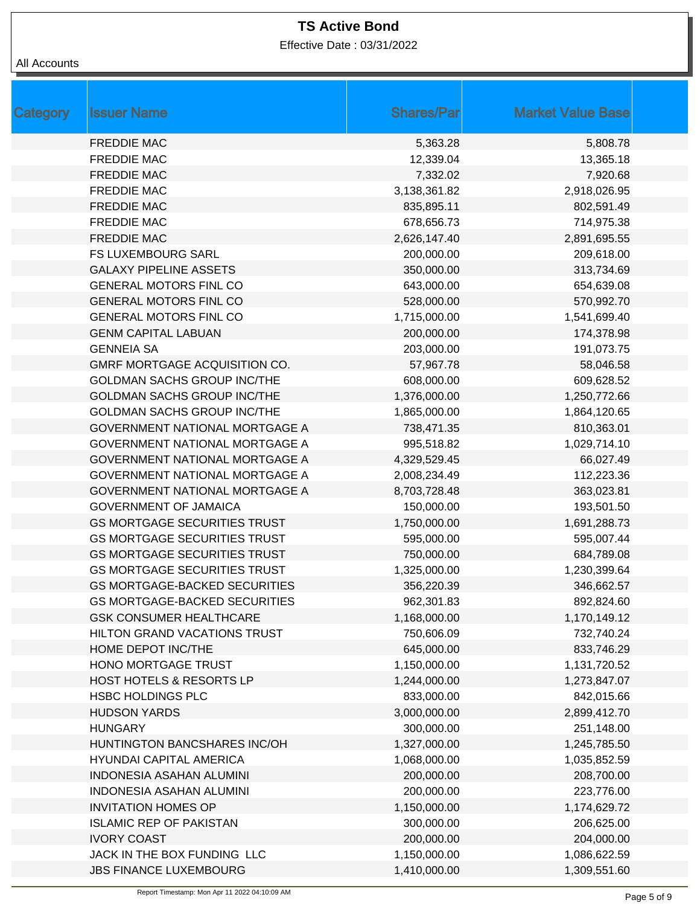# TS Active Bond

Effective Date : 03/31/2022

All Accounts

| Category | Issuer Name | Shares/Par | Market Value Base |
|---|---|---|---|
| | FREDDIE MAC | 5,363.28 | 5,808.78 |
| | FREDDIE MAC | 12,339.04 | 13,365.18 |
| | FREDDIE MAC | 7,332.02 | 7,920.68 |
| | FREDDIE MAC | 3,138,361.82 | 2,918,026.95 |
| | FREDDIE MAC | 835,895.11 | 802,591.49 |
| | FREDDIE MAC | 678,656.73 | 714,975.38 |
| | FREDDIE MAC | 2,626,147.40 | 2,891,695.55 |
| | FS LUXEMBOURG SARL | 200,000.00 | 209,618.00 |
| | GALAXY PIPELINE ASSETS | 350,000.00 | 313,734.69 |
| | GENERAL MOTORS FINL CO | 643,000.00 | 654,639.08 |
| | GENERAL MOTORS FINL CO | 528,000.00 | 570,992.70 |
| | GENERAL MOTORS FINL CO | 1,715,000.00 | 1,541,699.40 |
| | GENM CAPITAL LABUAN | 200,000.00 | 174,378.98 |
| | GENNEIA SA | 203,000.00 | 191,073.75 |
| | GMRF MORTGAGE ACQUISITION CO. | 57,967.78 | 58,046.58 |
| | GOLDMAN SACHS GROUP INC/THE | 608,000.00 | 609,628.52 |
| | GOLDMAN SACHS GROUP INC/THE | 1,376,000.00 | 1,250,772.66 |
| | GOLDMAN SACHS GROUP INC/THE | 1,865,000.00 | 1,864,120.65 |
| | GOVERNMENT NATIONAL MORTGAGE A | 738,471.35 | 810,363.01 |
| | GOVERNMENT NATIONAL MORTGAGE A | 995,518.82 | 1,029,714.10 |
| | GOVERNMENT NATIONAL MORTGAGE A | 4,329,529.45 | 66,027.49 |
| | GOVERNMENT NATIONAL MORTGAGE A | 2,008,234.49 | 112,223.36 |
| | GOVERNMENT NATIONAL MORTGAGE A | 8,703,728.48 | 363,023.81 |
| | GOVERNMENT OF JAMAICA | 150,000.00 | 193,501.50 |
| | GS MORTGAGE SECURITIES TRUST | 1,750,000.00 | 1,691,288.73 |
| | GS MORTGAGE SECURITIES TRUST | 595,000.00 | 595,007.44 |
| | GS MORTGAGE SECURITIES TRUST | 750,000.00 | 684,789.08 |
| | GS MORTGAGE SECURITIES TRUST | 1,325,000.00 | 1,230,399.64 |
| | GS MORTGAGE-BACKED SECURITIES | 356,220.39 | 346,662.57 |
| | GS MORTGAGE-BACKED SECURITIES | 962,301.83 | 892,824.60 |
| | GSK CONSUMER HEALTHCARE | 1,168,000.00 | 1,170,149.12 |
| | HILTON GRAND VACATIONS TRUST | 750,606.09 | 732,740.24 |
| | HOME DEPOT INC/THE | 645,000.00 | 833,746.29 |
| | HONO MORTGAGE TRUST | 1,150,000.00 | 1,131,720.52 |
| | HOST HOTELS & RESORTS LP | 1,244,000.00 | 1,273,847.07 |
| | HSBC HOLDINGS PLC | 833,000.00 | 842,015.66 |
| | HUDSON YARDS | 3,000,000.00 | 2,899,412.70 |
| | HUNGARY | 300,000.00 | 251,148.00 |
| | HUNTINGTON BANCSHARES INC/OH | 1,327,000.00 | 1,245,785.50 |
| | HYUNDAI CAPITAL AMERICA | 1,068,000.00 | 1,035,852.59 |
| | INDONESIA ASAHAN ALUMINI | 200,000.00 | 208,700.00 |
| | INDONESIA ASAHAN ALUMINI | 200,000.00 | 223,776.00 |
| | INVITATION HOMES OP | 1,150,000.00 | 1,174,629.72 |
| | ISLAMIC REP OF PAKISTAN | 300,000.00 | 206,625.00 |
| | IVORY COAST | 200,000.00 | 204,000.00 |
| | JACK IN THE BOX FUNDING LLC | 1,150,000.00 | 1,086,622.59 |
| | JBS FINANCE LUXEMBOURG | 1,410,000.00 | 1,309,551.60 |

Report Timestamp: Mon Apr 11 2022 04:10:09 AM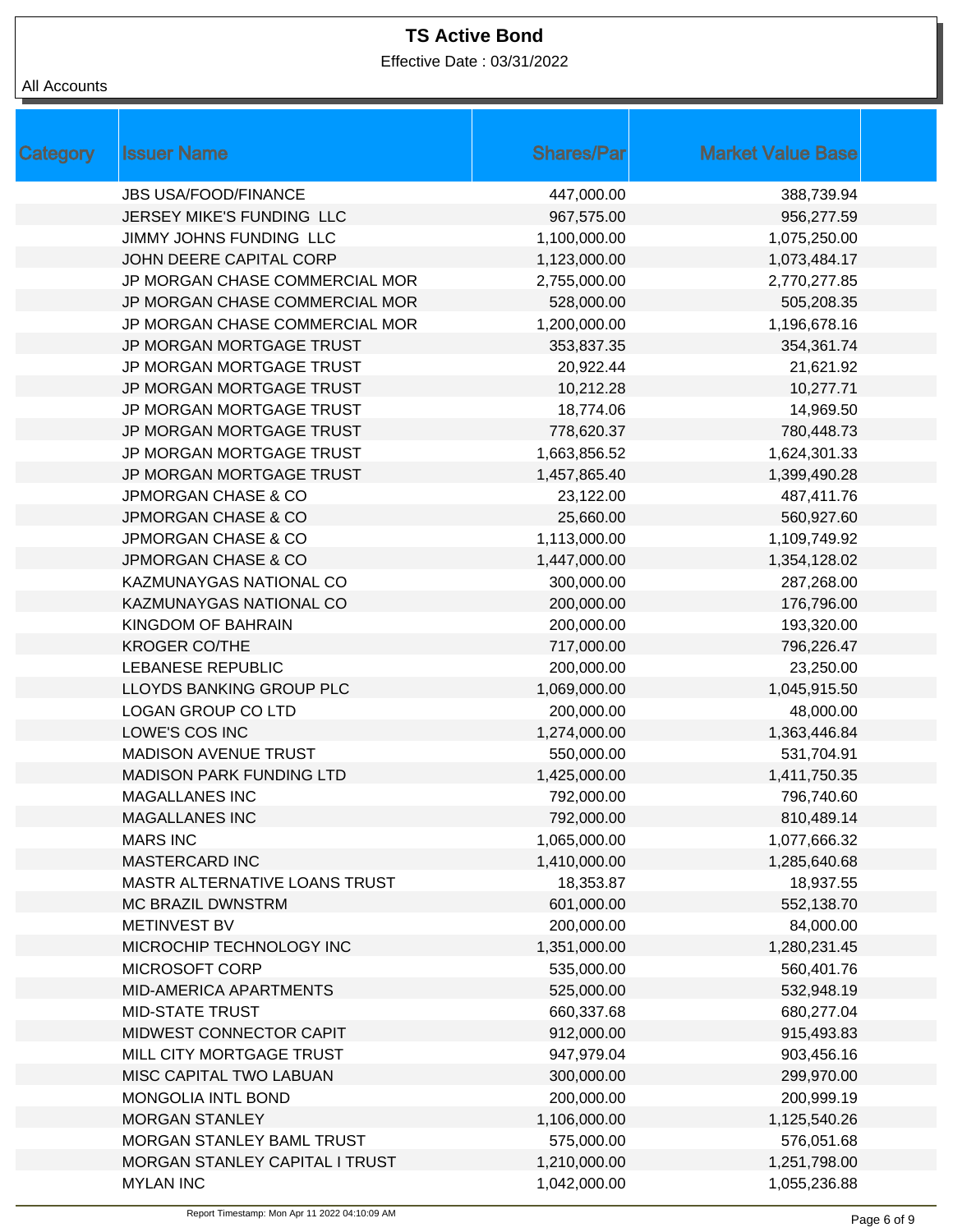# TS Active Bond

Effective Date : 03/31/2022

All Accounts

| Category | Issuer Name | Shares/Par | Market Value Base |
|---|---|---|---|
| | JBS USA/FOOD/FINANCE | 447,000.00 | 388,739.94 |
| | JERSEY MIKE'S FUNDING LLC | 967,575.00 | 956,277.59 |
| | JIMMY JOHNS FUNDING LLC | 1,100,000.00 | 1,075,250.00 |
| | JOHN DEERE CAPITAL CORP | 1,123,000.00 | 1,073,484.17 |
| | JP MORGAN CHASE COMMERCIAL MOR | 2,755,000.00 | 2,770,277.85 |
| | JP MORGAN CHASE COMMERCIAL MOR | 528,000.00 | 505,208.35 |
| | JP MORGAN CHASE COMMERCIAL MOR | 1,200,000.00 | 1,196,678.16 |
| | JP MORGAN MORTGAGE TRUST | 353,837.35 | 354,361.74 |
| | JP MORGAN MORTGAGE TRUST | 20,922.44 | 21,621.92 |
| | JP MORGAN MORTGAGE TRUST | 10,212.28 | 10,277.71 |
| | JP MORGAN MORTGAGE TRUST | 18,774.06 | 14,969.50 |
| | JP MORGAN MORTGAGE TRUST | 778,620.37 | 780,448.73 |
| | JP MORGAN MORTGAGE TRUST | 1,663,856.52 | 1,624,301.33 |
| | JP MORGAN MORTGAGE TRUST | 1,457,865.40 | 1,399,490.28 |
| | JPMORGAN CHASE & CO | 23,122.00 | 487,411.76 |
| | JPMORGAN CHASE & CO | 25,660.00 | 560,927.60 |
| | JPMORGAN CHASE & CO | 1,113,000.00 | 1,109,749.92 |
| | JPMORGAN CHASE & CO | 1,447,000.00 | 1,354,128.02 |
| | KAZMUNAYGAS NATIONAL CO | 300,000.00 | 287,268.00 |
| | KAZMUNAYGAS NATIONAL CO | 200,000.00 | 176,796.00 |
| | KINGDOM OF BAHRAIN | 200,000.00 | 193,320.00 |
| | KROGER CO/THE | 717,000.00 | 796,226.47 |
| | LEBANESE REPUBLIC | 200,000.00 | 23,250.00 |
| | LLOYDS BANKING GROUP PLC | 1,069,000.00 | 1,045,915.50 |
| | LOGAN GROUP CO LTD | 200,000.00 | 48,000.00 |
| | LOWE'S COS INC | 1,274,000.00 | 1,363,446.84 |
| | MADISON AVENUE TRUST | 550,000.00 | 531,704.91 |
| | MADISON PARK FUNDING LTD | 1,425,000.00 | 1,411,750.35 |
| | MAGALLANES INC | 792,000.00 | 796,740.60 |
| | MAGALLANES INC | 792,000.00 | 810,489.14 |
| | MARS INC | 1,065,000.00 | 1,077,666.32 |
| | MASTERCARD INC | 1,410,000.00 | 1,285,640.68 |
| | MASTR ALTERNATIVE LOANS TRUST | 18,353.87 | 18,937.55 |
| | MC BRAZIL DWNSTRM | 601,000.00 | 552,138.70 |
| | METINVEST BV | 200,000.00 | 84,000.00 |
| | MICROCHIP TECHNOLOGY INC | 1,351,000.00 | 1,280,231.45 |
| | MICROSOFT CORP | 535,000.00 | 560,401.76 |
| | MID-AMERICA APARTMENTS | 525,000.00 | 532,948.19 |
| | MID-STATE TRUST | 660,337.68 | 680,277.04 |
| | MIDWEST CONNECTOR CAPIT | 912,000.00 | 915,493.83 |
| | MILL CITY MORTGAGE TRUST | 947,979.04 | 903,456.16 |
| | MISC CAPITAL TWO LABUAN | 300,000.00 | 299,970.00 |
| | MONGOLIA INTL BOND | 200,000.00 | 200,999.19 |
| | MORGAN STANLEY | 1,106,000.00 | 1,125,540.26 |
| | MORGAN STANLEY BAML TRUST | 575,000.00 | 576,051.68 |
| | MORGAN STANLEY CAPITAL I TRUST | 1,210,000.00 | 1,251,798.00 |
| | MYLAN INC | 1,042,000.00 | 1,055,236.88 |

Report Timestamp: Mon Apr 11 2022 04:10:09 AM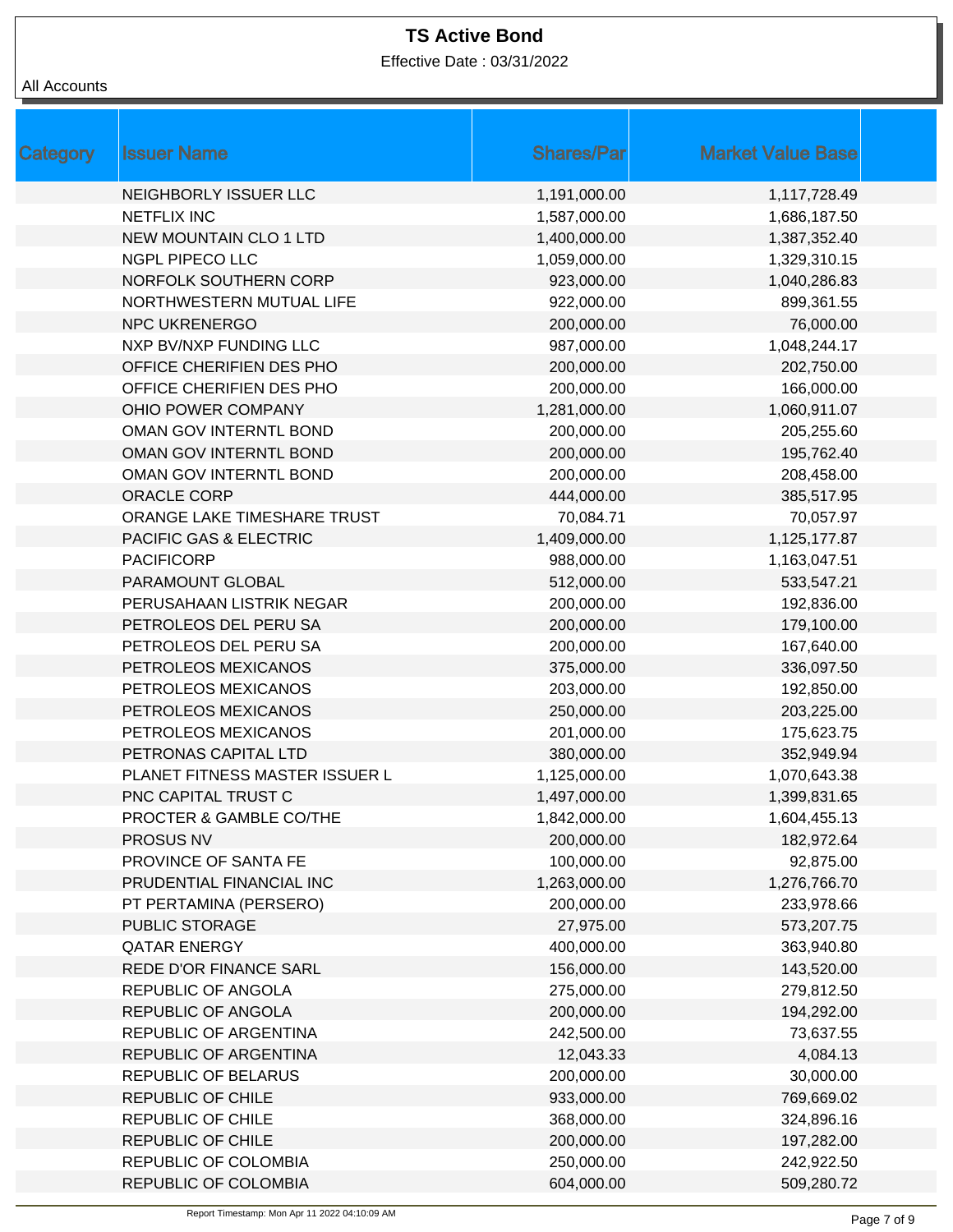# TS Active Bond

Effective Date : 03/31/2022

All Accounts

| Category | Issuer Name | Shares/Par | Market Value Base |
|---|---|---|---|
| | NEIGHBORLY ISSUER LLC | 1,191,000.00 | 1,117,728.49 |
| | NETFLIX INC | 1,587,000.00 | 1,686,187.50 |
| | NEW MOUNTAIN CLO 1 LTD | 1,400,000.00 | 1,387,352.40 |
| | NGPL PIPECO LLC | 1,059,000.00 | 1,329,310.15 |
| | NORFOLK SOUTHERN CORP | 923,000.00 | 1,040,286.83 |
| | NORTHWESTERN MUTUAL LIFE | 922,000.00 | 899,361.55 |
| | NPC UKRENERGO | 200,000.00 | 76,000.00 |
| | NXP BV/NXP FUNDING LLC | 987,000.00 | 1,048,244.17 |
| | OFFICE CHERIFIEN DES PHO | 200,000.00 | 202,750.00 |
| | OFFICE CHERIFIEN DES PHO | 200,000.00 | 166,000.00 |
| | OHIO POWER COMPANY | 1,281,000.00 | 1,060,911.07 |
| | OMAN GOV INTERNTL BOND | 200,000.00 | 205,255.60 |
| | OMAN GOV INTERNTL BOND | 200,000.00 | 195,762.40 |
| | OMAN GOV INTERNTL BOND | 200,000.00 | 208,458.00 |
| | ORACLE CORP | 444,000.00 | 385,517.95 |
| | ORANGE LAKE TIMESHARE TRUST | 70,084.71 | 70,057.97 |
| | PACIFIC GAS & ELECTRIC | 1,409,000.00 | 1,125,177.87 |
| | PACIFICORP | 988,000.00 | 1,163,047.51 |
| | PARAMOUNT GLOBAL | 512,000.00 | 533,547.21 |
| | PERUSAHAAN LISTRIK NEGAR | 200,000.00 | 192,836.00 |
| | PETROLEOS DEL PERU SA | 200,000.00 | 179,100.00 |
| | PETROLEOS DEL PERU SA | 200,000.00 | 167,640.00 |
| | PETROLEOS MEXICANOS | 375,000.00 | 336,097.50 |
| | PETROLEOS MEXICANOS | 203,000.00 | 192,850.00 |
| | PETROLEOS MEXICANOS | 250,000.00 | 203,225.00 |
| | PETROLEOS MEXICANOS | 201,000.00 | 175,623.75 |
| | PETRONAS CAPITAL LTD | 380,000.00 | 352,949.94 |
| | PLANET FITNESS MASTER ISSUER L | 1,125,000.00 | 1,070,643.38 |
| | PNC CAPITAL TRUST C | 1,497,000.00 | 1,399,831.65 |
| | PROCTER & GAMBLE CO/THE | 1,842,000.00 | 1,604,455.13 |
| | PROSUS NV | 200,000.00 | 182,972.64 |
| | PROVINCE OF SANTA FE | 100,000.00 | 92,875.00 |
| | PRUDENTIAL FINANCIAL INC | 1,263,000.00 | 1,276,766.70 |
| | PT PERTAMINA (PERSERO) | 200,000.00 | 233,978.66 |
| | PUBLIC STORAGE | 27,975.00 | 573,207.75 |
| | QATAR ENERGY | 400,000.00 | 363,940.80 |
| | REDE D'OR FINANCE SARL | 156,000.00 | 143,520.00 |
| | REPUBLIC OF ANGOLA | 275,000.00 | 279,812.50 |
| | REPUBLIC OF ANGOLA | 200,000.00 | 194,292.00 |
| | REPUBLIC OF ARGENTINA | 242,500.00 | 73,637.55 |
| | REPUBLIC OF ARGENTINA | 12,043.33 | 4,084.13 |
| | REPUBLIC OF BELARUS | 200,000.00 | 30,000.00 |
| | REPUBLIC OF CHILE | 933,000.00 | 769,669.02 |
| | REPUBLIC OF CHILE | 368,000.00 | 324,896.16 |
| | REPUBLIC OF CHILE | 200,000.00 | 197,282.00 |
| | REPUBLIC OF COLOMBIA | 250,000.00 | 242,922.50 |
| | REPUBLIC OF COLOMBIA | 604,000.00 | 509,280.72 |

Report Timestamp: Mon Apr 11 2022 04:10:09 AM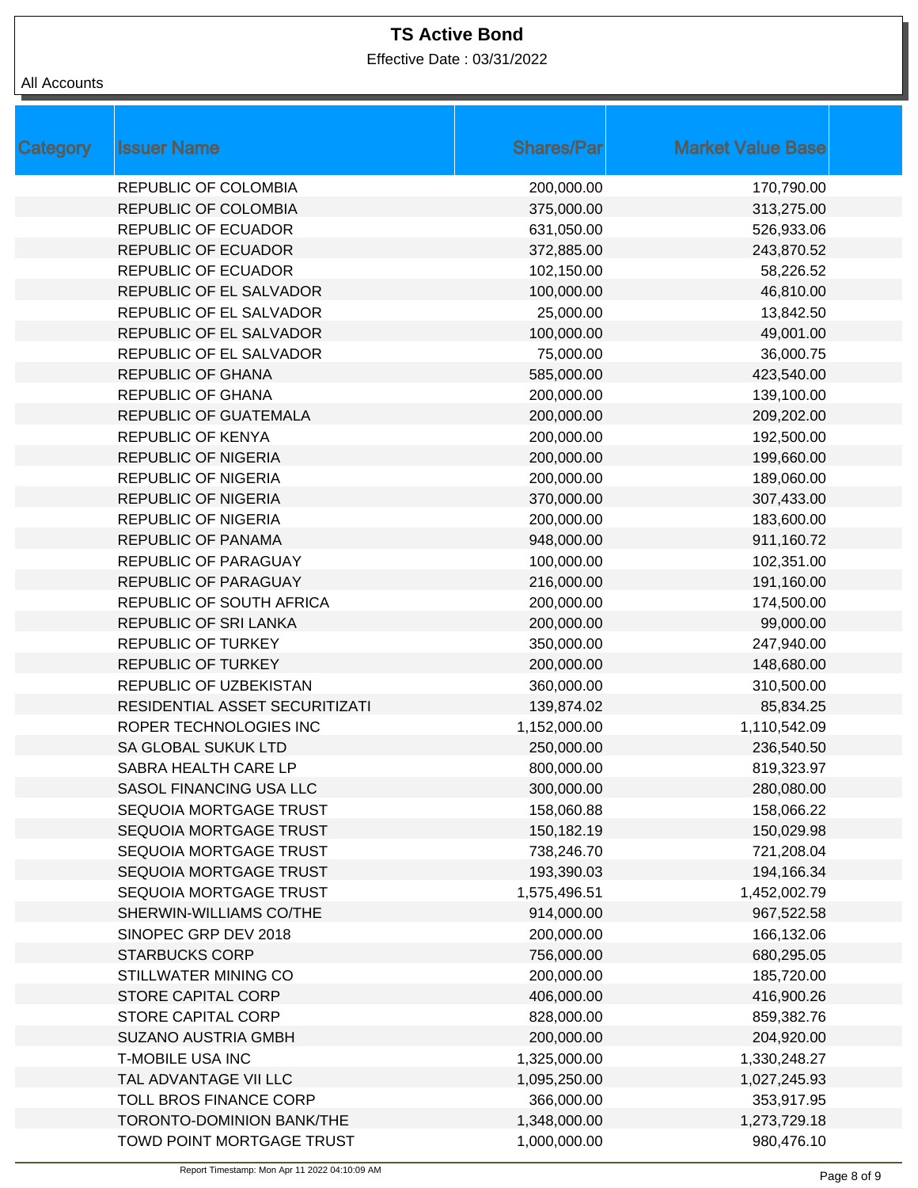# TS Active Bond

Effective Date : 03/31/2022

All Accounts

| Category | Issuer Name | Shares/Par | Market Value Base |
|---|---|---|---|
| | REPUBLIC OF COLOMBIA | 200,000.00 | 170,790.00 |
| | REPUBLIC OF COLOMBIA | 375,000.00 | 313,275.00 |
| | REPUBLIC OF ECUADOR | 631,050.00 | 526,933.06 |
| | REPUBLIC OF ECUADOR | 372,885.00 | 243,870.52 |
| | REPUBLIC OF ECUADOR | 102,150.00 | 58,226.52 |
| | REPUBLIC OF EL SALVADOR | 100,000.00 | 46,810.00 |
| | REPUBLIC OF EL SALVADOR | 25,000.00 | 13,842.50 |
| | REPUBLIC OF EL SALVADOR | 100,000.00 | 49,001.00 |
| | REPUBLIC OF EL SALVADOR | 75,000.00 | 36,000.75 |
| | REPUBLIC OF GHANA | 585,000.00 | 423,540.00 |
| | REPUBLIC OF GHANA | 200,000.00 | 139,100.00 |
| | REPUBLIC OF GUATEMALA | 200,000.00 | 209,202.00 |
| | REPUBLIC OF KENYA | 200,000.00 | 192,500.00 |
| | REPUBLIC OF NIGERIA | 200,000.00 | 199,660.00 |
| | REPUBLIC OF NIGERIA | 200,000.00 | 189,060.00 |
| | REPUBLIC OF NIGERIA | 370,000.00 | 307,433.00 |
| | REPUBLIC OF NIGERIA | 200,000.00 | 183,600.00 |
| | REPUBLIC OF PANAMA | 948,000.00 | 911,160.72 |
| | REPUBLIC OF PARAGUAY | 100,000.00 | 102,351.00 |
| | REPUBLIC OF PARAGUAY | 216,000.00 | 191,160.00 |
| | REPUBLIC OF SOUTH AFRICA | 200,000.00 | 174,500.00 |
| | REPUBLIC OF SRI LANKA | 200,000.00 | 99,000.00 |
| | REPUBLIC OF TURKEY | 350,000.00 | 247,940.00 |
| | REPUBLIC OF TURKEY | 200,000.00 | 148,680.00 |
| | REPUBLIC OF UZBEKISTAN | 360,000.00 | 310,500.00 |
| | RESIDENTIAL ASSET SECURITIZATI | 139,874.02 | 85,834.25 |
| | ROPER TECHNOLOGIES INC | 1,152,000.00 | 1,110,542.09 |
| | SA GLOBAL SUKUK LTD | 250,000.00 | 236,540.50 |
| | SABRA HEALTH CARE LP | 800,000.00 | 819,323.97 |
| | SASOL FINANCING USA LLC | 300,000.00 | 280,080.00 |
| | SEQUOIA MORTGAGE TRUST | 158,060.88 | 158,066.22 |
| | SEQUOIA MORTGAGE TRUST | 150,182.19 | 150,029.98 |
| | SEQUOIA MORTGAGE TRUST | 738,246.70 | 721,208.04 |
| | SEQUOIA MORTGAGE TRUST | 193,390.03 | 194,166.34 |
| | SEQUOIA MORTGAGE TRUST | 1,575,496.51 | 1,452,002.79 |
| | SHERWIN-WILLIAMS CO/THE | 914,000.00 | 967,522.58 |
| | SINOPEC GRP DEV 2018 | 200,000.00 | 166,132.06 |
| | STARBUCKS CORP | 756,000.00 | 680,295.05 |
| | STILLWATER MINING CO | 200,000.00 | 185,720.00 |
| | STORE CAPITAL CORP | 406,000.00 | 416,900.26 |
| | STORE CAPITAL CORP | 828,000.00 | 859,382.76 |
| | SUZANO AUSTRIA GMBH | 200,000.00 | 204,920.00 |
| | T-MOBILE USA INC | 1,325,000.00 | 1,330,248.27 |
| | TAL ADVANTAGE VII LLC | 1,095,250.00 | 1,027,245.93 |
| | TOLL BROS FINANCE CORP | 366,000.00 | 353,917.95 |
| | TORONTO-DOMINION BANK/THE | 1,348,000.00 | 1,273,729.18 |
| | TOWD POINT MORTGAGE TRUST | 1,000,000.00 | 980,476.10 |

Report Timestamp: Mon Apr 11 2022 04:10:09 AM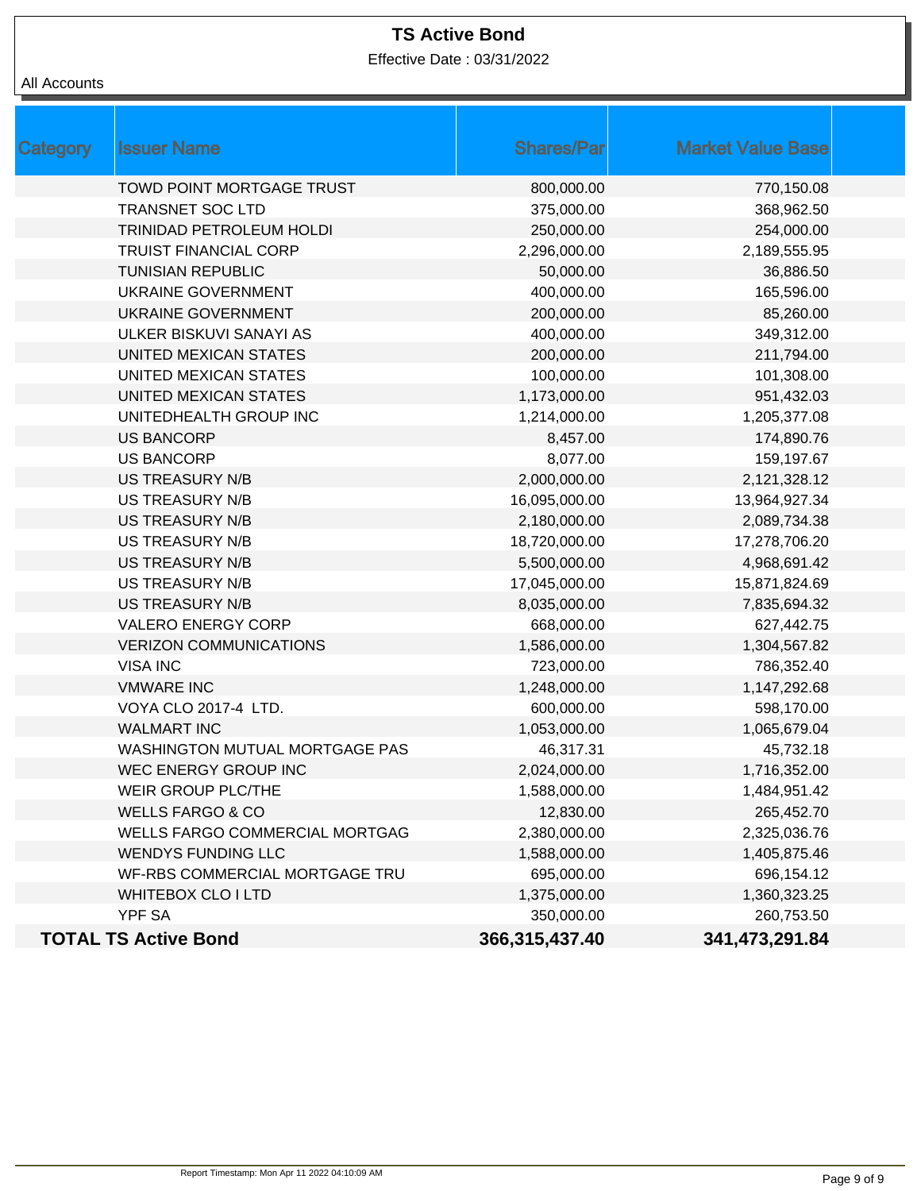# TS Active Bond

Effective Date : 03/31/2022

All Accounts

| Category | Issuer Name | Shares/Par | Market Value Base |
|---|---|---|---|
| | TOWD POINT MORTGAGE TRUST | 800,000.00 | 770,150.08 |
| | TRANSNET SOC LTD | 375,000.00 | 368,962.50 |
| | TRINIDAD PETROLEUM HOLDI | 250,000.00 | 254,000.00 |
| | TRUIST FINANCIAL CORP | 2,296,000.00 | 2,189,555.95 |
| | TUNISIAN REPUBLIC | 50,000.00 | 36,886.50 |
| | UKRAINE GOVERNMENT | 400,000.00 | 165,596.00 |
| | UKRAINE GOVERNMENT | 200,000.00 | 85,260.00 |
| | ULKER BISKUVI SANAYI AS | 400,000.00 | 349,312.00 |
| | UNITED MEXICAN STATES | 200,000.00 | 211,794.00 |
| | UNITED MEXICAN STATES | 100,000.00 | 101,308.00 |
| | UNITED MEXICAN STATES | 1,173,000.00 | 951,432.03 |
| | UNITEDHEALTH GROUP INC | 1,214,000.00 | 1,205,377.08 |
| | US BANCORP | 8,457.00 | 174,890.76 |
| | US BANCORP | 8,077.00 | 159,197.67 |
| | US TREASURY N/B | 2,000,000.00 | 2,121,328.12 |
| | US TREASURY N/B | 16,095,000.00 | 13,964,927.34 |
| | US TREASURY N/B | 2,180,000.00 | 2,089,734.38 |
| | US TREASURY N/B | 18,720,000.00 | 17,278,706.20 |
| | US TREASURY N/B | 5,500,000.00 | 4,968,691.42 |
| | US TREASURY N/B | 17,045,000.00 | 15,871,824.69 |
| | US TREASURY N/B | 8,035,000.00 | 7,835,694.32 |
| | VALERO ENERGY CORP | 668,000.00 | 627,442.75 |
| | VERIZON COMMUNICATIONS | 1,586,000.00 | 1,304,567.82 |
| | VISA INC | 723,000.00 | 786,352.40 |
| | VMWARE INC | 1,248,000.00 | 1,147,292.68 |
| | VOYA CLO 2017-4 LTD. | 600,000.00 | 598,170.00 |
| | WALMART INC | 1,053,000.00 | 1,065,679.04 |
| | WASHINGTON MUTUAL MORTGAGE PAS | 46,317.31 | 45,732.18 |
| | WEC ENERGY GROUP INC | 2,024,000.00 | 1,716,352.00 |
| | WEIR GROUP PLC/THE | 1,588,000.00 | 1,484,951.42 |
| | WELLS FARGO & CO | 12,830.00 | 265,452.70 |
| | WELLS FARGO COMMERCIAL MORTGAG | 2,380,000.00 | 2,325,036.76 |
| | WENDYS FUNDING LLC | 1,588,000.00 | 1,405,875.46 |
| | WF-RBS COMMERCIAL MORTGAGE TRU | 695,000.00 | 696,154.12 |
| | WHITEBOX CLO I LTD | 1,375,000.00 | 1,360,323.25 |
| | YPF SA | 350,000.00 | 260,753.50 |
| **TOTAL TS Active Bond** | | **366,315,437.40** | **341,473,291.84** |

Report Timestamp: Mon Apr 11 2022 04:10:09 AM